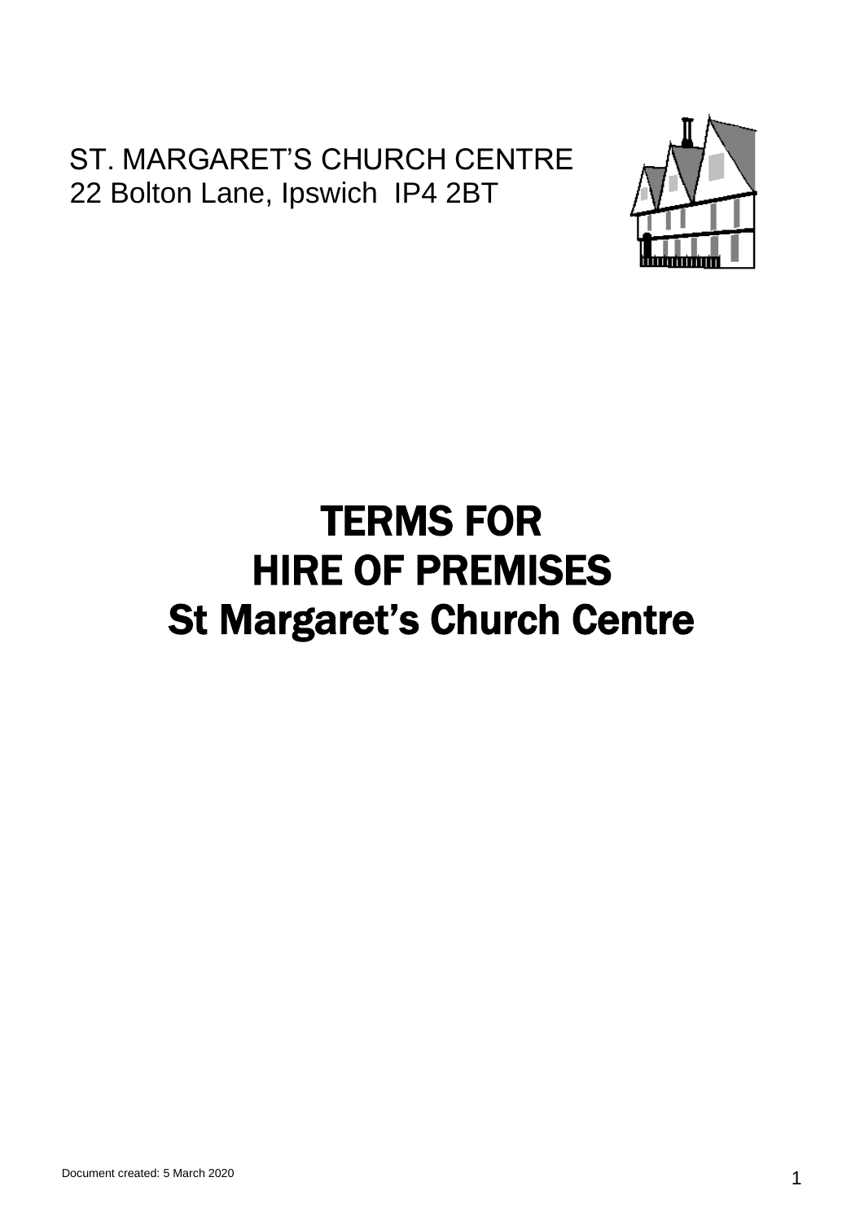ST. MARGARET'S CHURCH CENTRE
22 Bolton Lane, Ipswich IP4 2BT

# TERMS FOR HIRE OF PREMISES St Margaret's Church Centre

Document created: 5 March 2020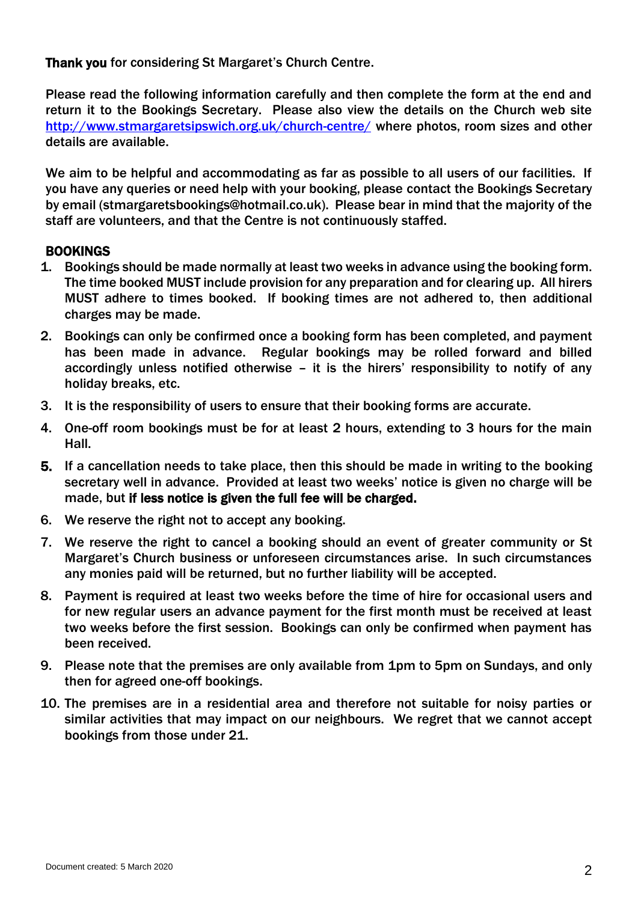**Thank you** for considering St Margaret's Church Centre.

Please read the following information carefully and then complete the form at the end and return it to the Bookings Secretary. Please also view the details on the Church web site [http://www.stmargaretsipswich.org.uk/church-centre/](http://www.stmargaretsipswich.org.uk/church-centre/) where photos, room sizes and other details are available.

We aim to be helpful and accommodating as far as possible to all users of our facilities. If you have any queries or need help with your booking, please contact the Bookings Secretary by email (stmargaretsbookings@hotmail.co.uk). Please bear in mind that the majority of the staff are volunteers, and that the Centre is not continuously staffed.

## BOOKINGS

1. Bookings should be made normally at least two weeks in advance using the booking form. The time booked MUST include provision for any preparation and for clearing up. All hirers MUST adhere to times booked. If booking times are not adhered to, then additional charges may be made.
2. Bookings can only be confirmed once a booking form has been completed, and payment has been made in advance. Regular bookings may be rolled forward and billed accordingly unless notified otherwise – it is the hirers' responsibility to notify of any holiday breaks, etc.
3. It is the responsibility of users to ensure that their booking forms are accurate.
4. One-off room bookings must be for at least 2 hours, extending to 3 hours for the main Hall.
5. If a cancellation needs to take place, then this should be made in writing to the booking secretary well in advance. Provided at least two weeks' notice is given no charge will be made, but **if less notice is given the full fee will be charged.**
6. We reserve the right not to accept any booking.
7. We reserve the right to cancel a booking should an event of greater community or St Margaret's Church business or unforeseen circumstances arise. In such circumstances any monies paid will be returned, but no further liability will be accepted.
8. Payment is required at least two weeks before the time of hire for occasional users and for new regular users an advance payment for the first month must be received at least two weeks before the first session. Bookings can only be confirmed when payment has been received.
9. Please note that the premises are only available from 1pm to 5pm on Sundays, and only then for agreed one-off bookings.
10. The premises are in a residential area and therefore not suitable for noisy parties or similar activities that may impact on our neighbours. We regret that we cannot accept bookings from those under 21.

Document created: 5 March 2020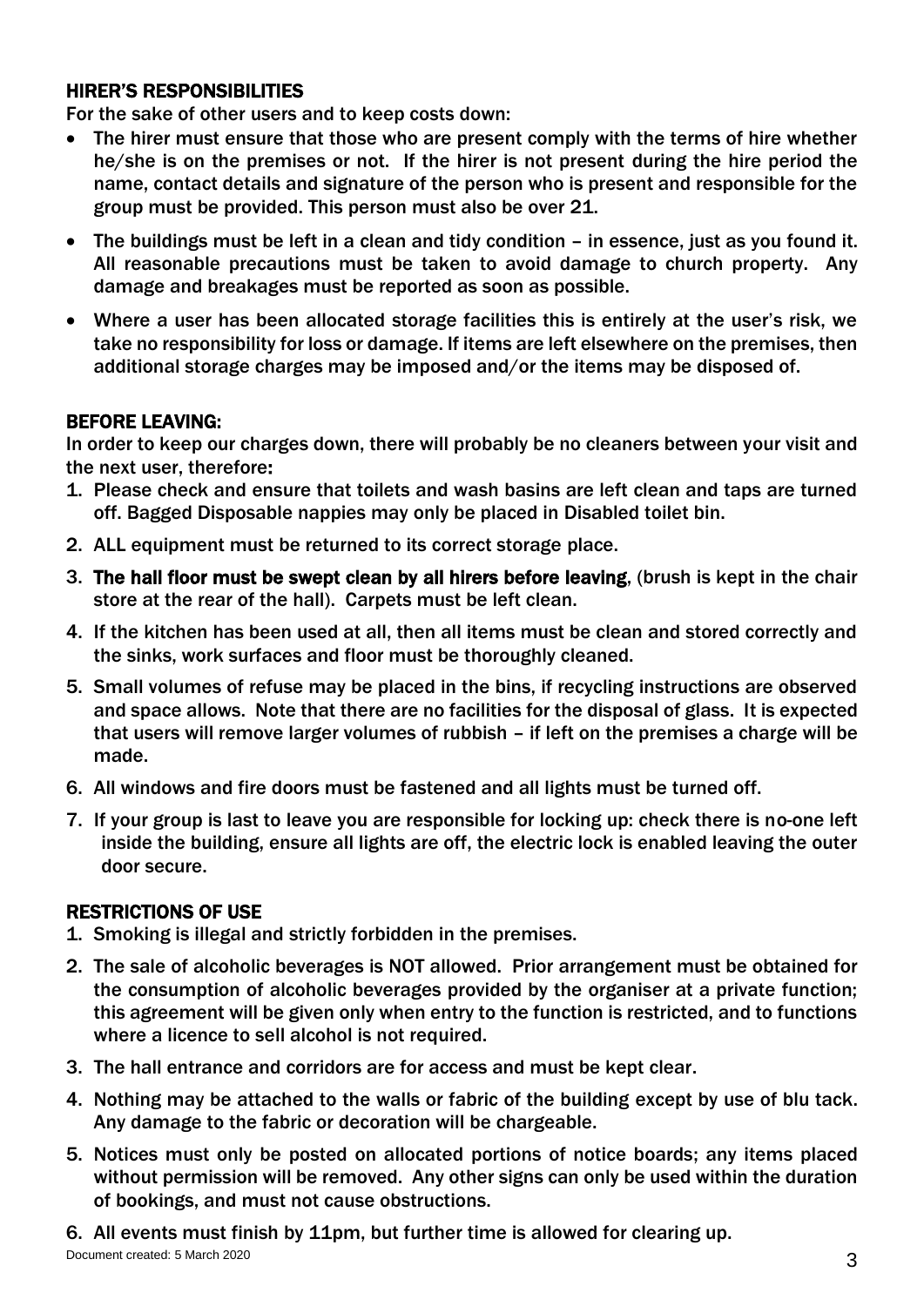## HIRER'S RESPONSIBILITIES

For the sake of other users and to keep costs down:

- The hirer must ensure that those who are present comply with the terms of hire whether he/she is on the premises or not. If the hirer is not present during the hire period the name, contact details and signature of the person who is present and responsible for the group must be provided. This person must also be over 21.
- The buildings must be left in a clean and tidy condition – in essence, just as you found it. All reasonable precautions must be taken to avoid damage to church property. Any damage and breakages must be reported as soon as possible.
- Where a user has been allocated storage facilities this is entirely at the user's risk, we take no responsibility for loss or damage. If items are left elsewhere on the premises, then additional storage charges may be imposed and/or the items may be disposed of.

## BEFORE LEAVING:

In order to keep our charges down, there will probably be no cleaners between your visit and the next user, therefore:

1. Please check and ensure that toilets and wash basins are left clean and taps are turned off. Bagged Disposable nappies may only be placed in Disabled toilet bin.
2. ALL equipment must be returned to its correct storage place.
3. **The hall floor must be swept clean by all hirers before leaving**, (brush is kept in the chair store at the rear of the hall). Carpets must be left clean.
4. If the kitchen has been used at all, then all items must be clean and stored correctly and the sinks, work surfaces and floor must be thoroughly cleaned.
5. Small volumes of refuse may be placed in the bins, if recycling instructions are observed and space allows. Note that there are no facilities for the disposal of glass. It is expected that users will remove larger volumes of rubbish – if left on the premises a charge will be made.
6. All windows and fire doors must be fastened and all lights must be turned off.
7. If your group is last to leave you are responsible for locking up: check there is no-one left inside the building, ensure all lights are off, the electric lock is enabled leaving the outer door secure.

## RESTRICTIONS OF USE

1. Smoking is illegal and strictly forbidden in the premises.
2. The sale of alcoholic beverages is NOT allowed. Prior arrangement must be obtained for the consumption of alcoholic beverages provided by the organiser at a private function; this agreement will be given only when entry to the function is restricted, and to functions where a licence to sell alcohol is not required.
3. The hall entrance and corridors are for access and must be kept clear.
4. Nothing may be attached to the walls or fabric of the building except by use of blu tack. Any damage to the fabric or decoration will be chargeable.
5. Notices must only be posted on allocated portions of notice boards; any items placed without permission will be removed. Any other signs can only be used within the duration of bookings, and must not cause obstructions.
6. All events must finish by 11pm, but further time is allowed for clearing up.

Document created: 5 March 2020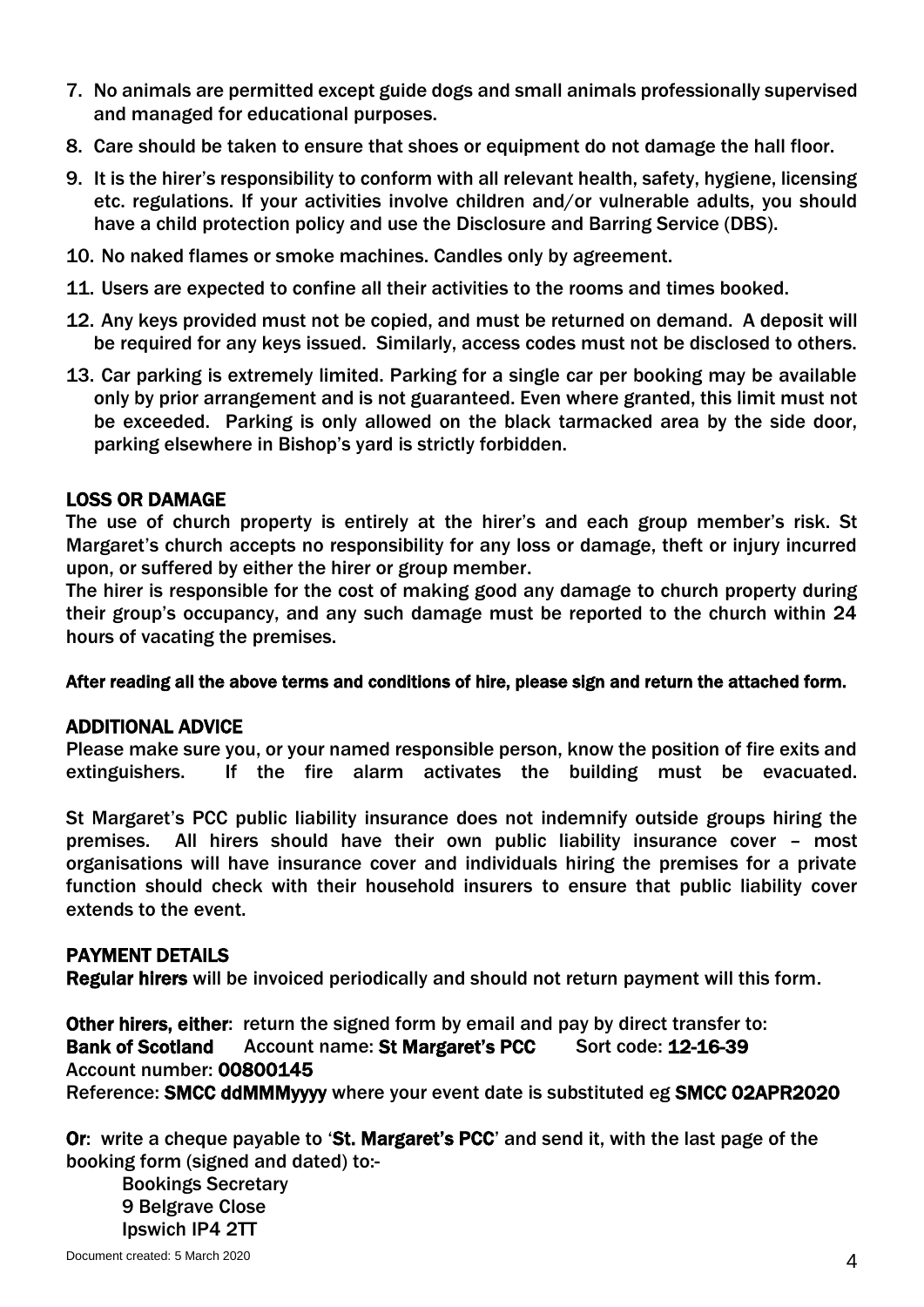7. No animals are permitted except guide dogs and small animals professionally supervised and managed for educational purposes.
8. Care should be taken to ensure that shoes or equipment do not damage the hall floor.
9. It is the hirer's responsibility to conform with all relevant health, safety, hygiene, licensing etc. regulations. If your activities involve children and/or vulnerable adults, you should have a child protection policy and use the Disclosure and Barring Service (DBS).
10. No naked flames or smoke machines. Candles only by agreement.
11. Users are expected to confine all their activities to the rooms and times booked.
12. Any keys provided must not be copied, and must be returned on demand. A deposit will be required for any keys issued. Similarly, access codes must not be disclosed to others.
13. Car parking is extremely limited. Parking for a single car per booking may be available only by prior arrangement and is not guaranteed. Even where granted, this limit must not be exceeded. Parking is only allowed on the black tarmacked area by the side door, parking elsewhere in Bishop's yard is strictly forbidden.

## LOSS OR DAMAGE

The use of church property is entirely at the hirer's and each group member's risk. St Margaret's church accepts no responsibility for any loss or damage, theft or injury incurred upon, or suffered by either the hirer or group member.

The hirer is responsible for the cost of making good any damage to church property during their group's occupancy, and any such damage must be reported to the church within 24 hours of vacating the premises.

**After reading all the above terms and conditions of hire, please sign and return the attached form.**

## ADDITIONAL ADVICE

Please make sure you, or your named responsible person, know the position of fire exits and extinguishers. If the fire alarm activates the building must be evacuated.

St Margaret's PCC public liability insurance does not indemnify outside groups hiring the premises. All hirers should have their own public liability insurance cover – most organisations will have insurance cover and individuals hiring the premises for a private function should check with their household insurers to ensure that public liability cover extends to the event.

## PAYMENT DETAILS

**Regular hirers** will be invoiced periodically and should not return payment will this form.

**Other hirers, either**: return the signed form by email and pay by direct transfer to:
**Bank of Scotland** Account name: **St Margaret's PCC** Sort code: **12-16-39**
Account number: **00800145**
Reference: **SMCC ddMMMyyyy** where your event date is substituted eg **SMCC 02APR2020**

**Or**: write a cheque payable to '**St. Margaret's PCC**' and send it, with the last page of the booking form (signed and dated) to:-

Bookings Secretary
9 Belgrave Close
Ipswich IP4 2TT

Document created: 5 March 2020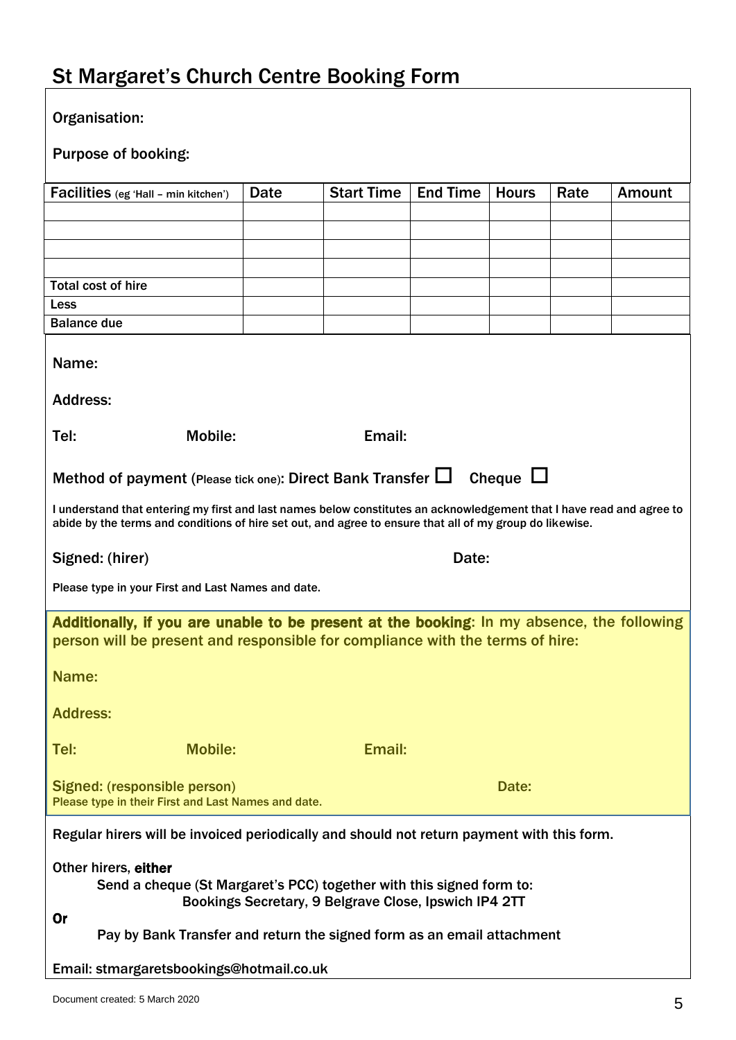# St Margaret's Church Centre Booking Form

Organisation:

Purpose of booking:

| Facilities (eg 'Hall – min kitchen') | Date | Start Time | End Time | Hours | Rate | Amount |
|---|---|---|---|---|---|---|
| | | | | | | |
| | | | | | | |
| | | | | | | |
| | | | | | | |
| Total cost of hire | | | | | | |
| Less | | | | | | |
| Balance due | | | | | | |

Name:

Address:

Tel: Mobile: Email:

Method of payment (Please tick one): Direct Bank Transfer ☐ Cheque ☐

I understand that entering my first and last names below constitutes an acknowledgement that I have read and agree to abide by the terms and conditions of hire set out, and agree to ensure that all of my group do likewise.

Signed: (hirer) Date:

Please type in your First and Last Names and date.

**Additionally, if you are unable to be present at the booking**: In my absence, the following person will be present and responsible for compliance with the terms of hire:

Name:

Address:

Tel: Mobile: Email:

Signed: (responsible person) Date:

Please type in their First and Last Names and date.

Regular hirers will be invoiced periodically and should not return payment with this form.

Other hirers, **either**

Send a cheque (St Margaret's PCC) together with this signed form to:

Bookings Secretary, 9 Belgrave Close, Ipswich IP4 2TT

**Or**

Pay by Bank Transfer and return the signed form as an email attachment

Email: stmargaretsbookings@hotmail.co.uk

Document created: 5 March 2020